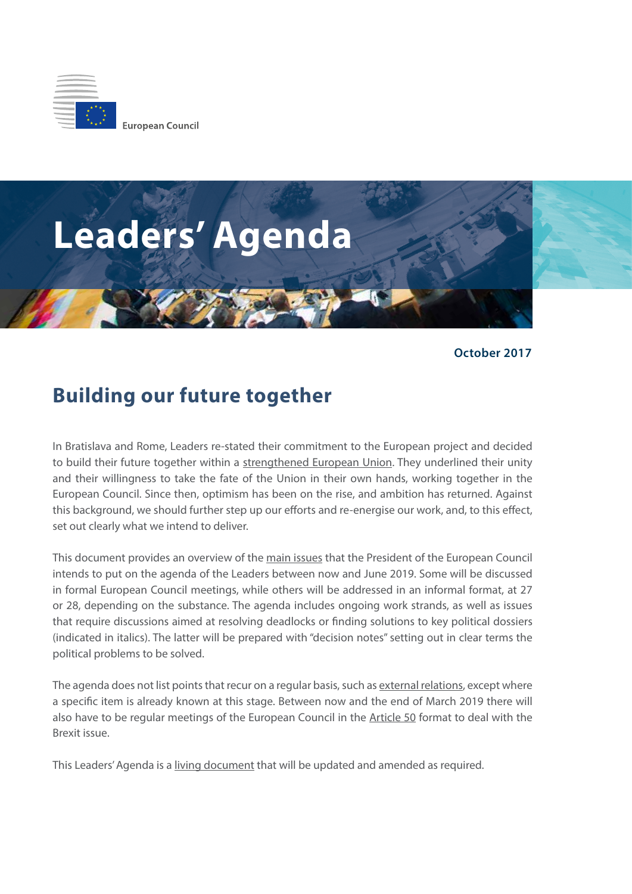European Council

# Leaders' Agenda

October 2017

## Building our future together

In Bratislava and Rome, Leaders re-stated their commitment to the European project and decided to build their future together within a strengthened European Union. They underlined their unity and their willingness to take the fate of the Union in their own hands, working together in the European Council. Since then, optimism has been on the rise, and ambition has returned. Against this background, we should further step up our efforts and re-energise our work, and, to this effect, set out clearly what we intend to deliver.

This document provides an overview of the main issues that the President of the European Council intends to put on the agenda of the Leaders between now and June 2019. Some will be discussed in formal European Council meetings, while others will be addressed in an informal format, at 27 or 28, depending on the substance. The agenda includes ongoing work strands, as well as issues that require discussions aimed at resolving deadlocks or finding solutions to key political dossiers (indicated in italics). The latter will be prepared with "decision notes" setting out in clear terms the political problems to be solved.

The agenda does not list points that recur on a regular basis, such as external relations, except where a specific item is already known at this stage. Between now and the end of March 2019 there will also have to be regular meetings of the European Council in the Article 50 format to deal with the Brexit issue.

This Leaders' Agenda is a living document that will be updated and amended as required.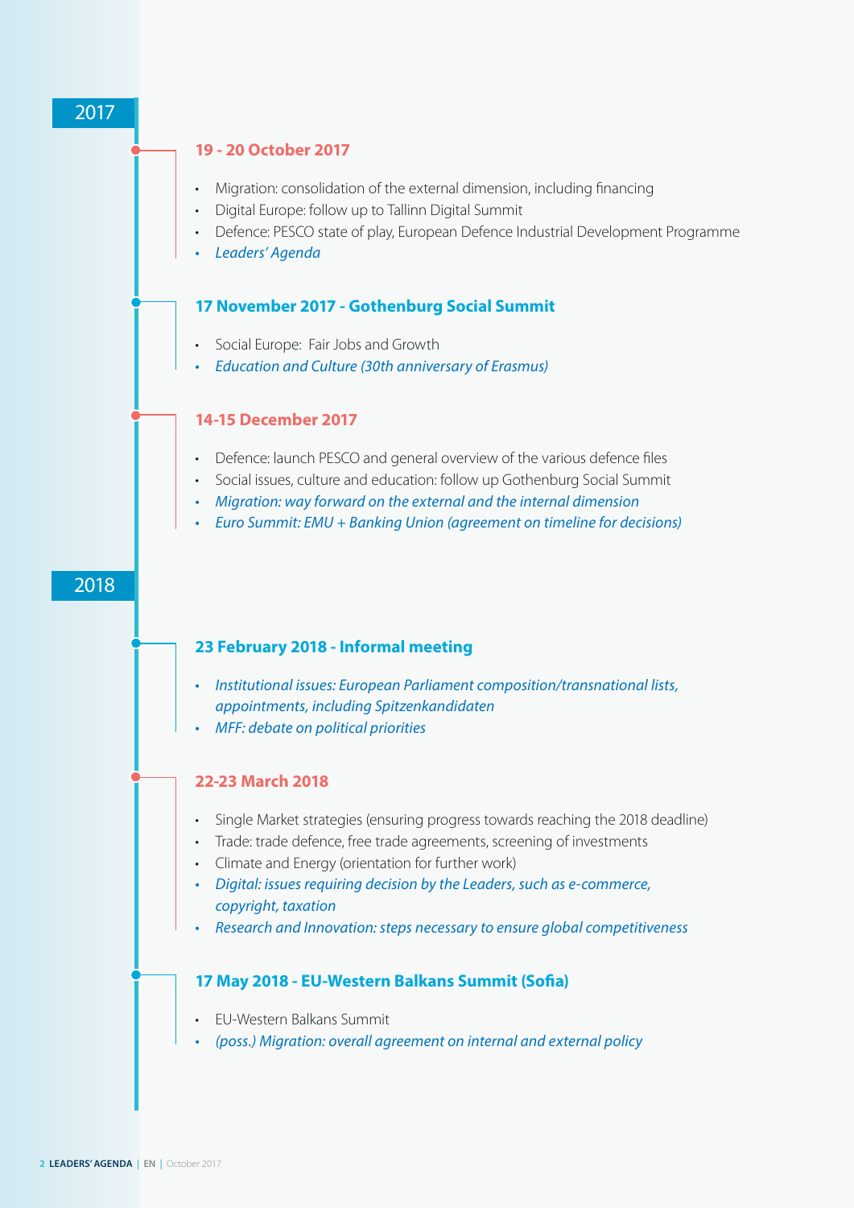## 2017

### 19 - 20 October 2017

- Migration: consolidation of the external dimension, including financing
- Digital Europe: follow up to Tallinn Digital Summit
- Defence: PESCO state of play, European Defence Industrial Development Programme
- *Leaders' Agenda*

### 17 November 2017 - Gothenburg Social Summit

- Social Europe: Fair Jobs and Growth
- *Education and Culture (30th anniversary of Erasmus)*

### 14-15 December 2017

- Defence: launch PESCO and general overview of the various defence files
- Social issues, culture and education: follow up Gothenburg Social Summit
- *Migration: way forward on the external and the internal dimension*
- *Euro Summit: EMU + Banking Union (agreement on timeline for decisions)*

## 2018

### 23 February 2018 - Informal meeting

- *Institutional issues: European Parliament composition/transnational lists, appointments, including Spitzenkandidaten*
- *MFF: debate on political priorities*

### 22-23 March 2018

- Single Market strategies (ensuring progress towards reaching the 2018 deadline)
- Trade: trade defence, free trade agreements, screening of investments
- Climate and Energy (orientation for further work)
- *Digital: issues requiring decision by the Leaders, such as e-commerce, copyright, taxation*
- *Research and Innovation: steps necessary to ensure global competitiveness*

### 17 May 2018 - EU-Western Balkans Summit (Sofia)

- EU-Western Balkans Summit
- *(poss.) Migration: overall agreement on internal and external policy*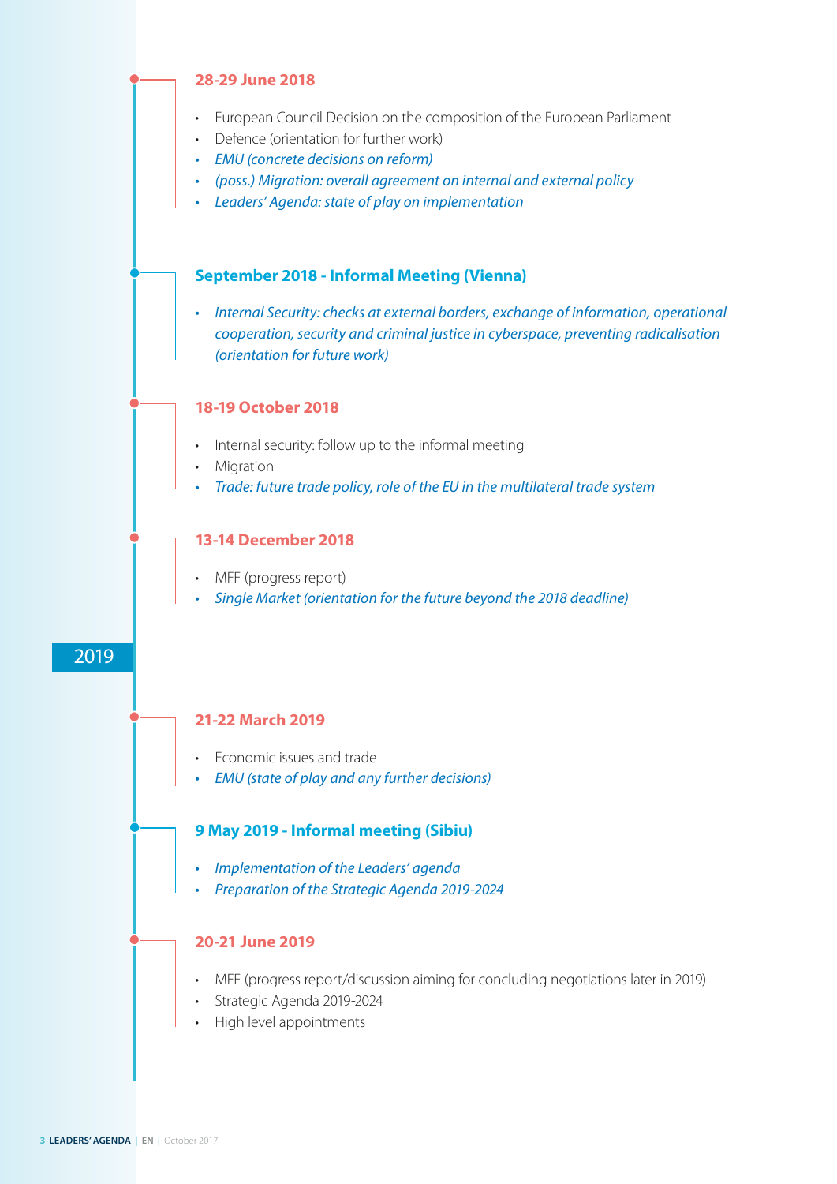### 28-29 June 2018

- European Council Decision on the composition of the European Parliament
- Defence (orientation for further work)
- *EMU (concrete decisions on reform)*
- *(poss.) Migration: overall agreement on internal and external policy*
- *Leaders' Agenda: state of play on implementation*

### September 2018 - Informal Meeting (Vienna)

- *Internal Security: checks at external borders, exchange of information, operational cooperation, security and criminal justice in cyberspace, preventing radicalisation (orientation for future work)*

### 18-19 October 2018

- Internal security: follow up to the informal meeting
- Migration
- *Trade: future trade policy, role of the EU in the multilateral trade system*

### 13-14 December 2018

- MFF (progress report)
- *Single Market (orientation for the future beyond the 2018 deadline)*

## 2019

### 21-22 March 2019

- Economic issues and trade
- *EMU (state of play and any further decisions)*

### 9 May 2019 - Informal meeting (Sibiu)

- *Implementation of the Leaders' agenda*
- *Preparation of the Strategic Agenda 2019-2024*

### 20-21 June 2019

- MFF (progress report/discussion aiming for concluding negotiations later in 2019)
- Strategic Agenda 2019-2024
- High level appointments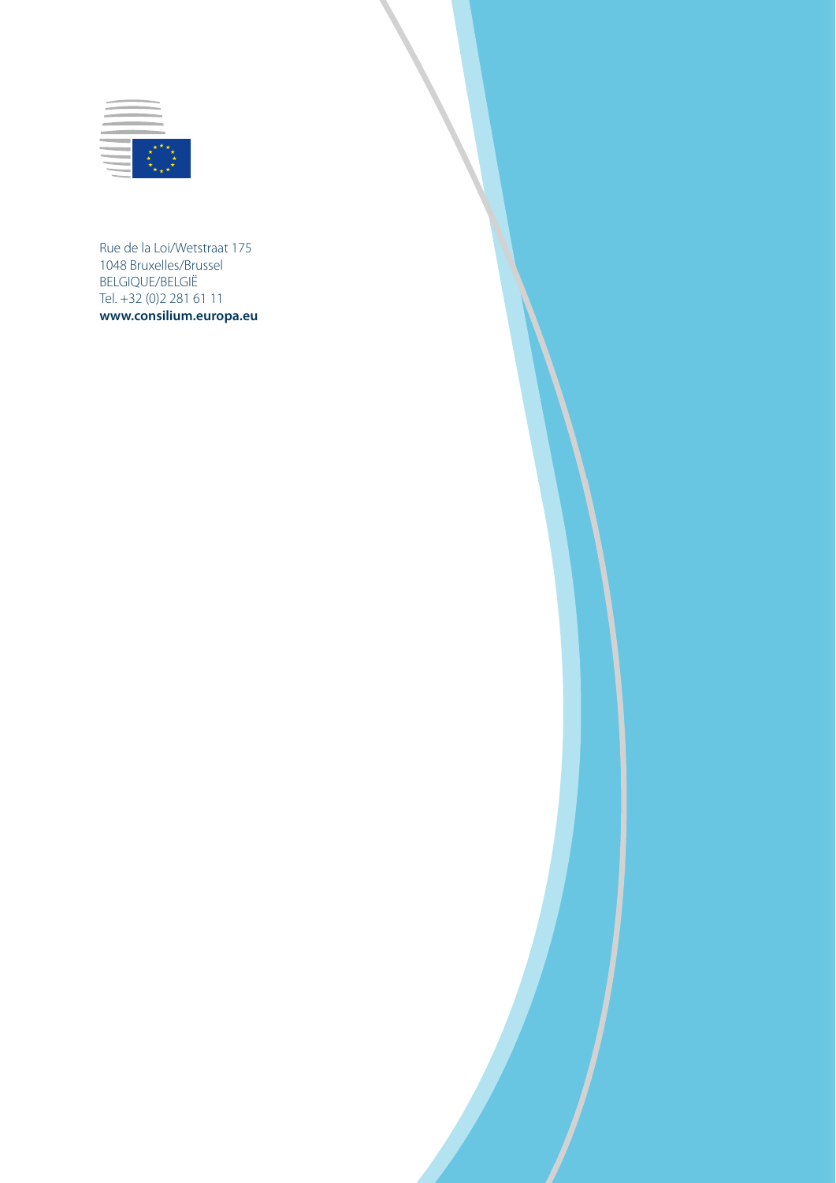Rue de la Loi/Wetstraat 175
1048 Bruxelles/Brussel
BELGIQUE/BELGIË
Tel. +32 (0)2 281 61 11
**www.consilium.europa.eu**